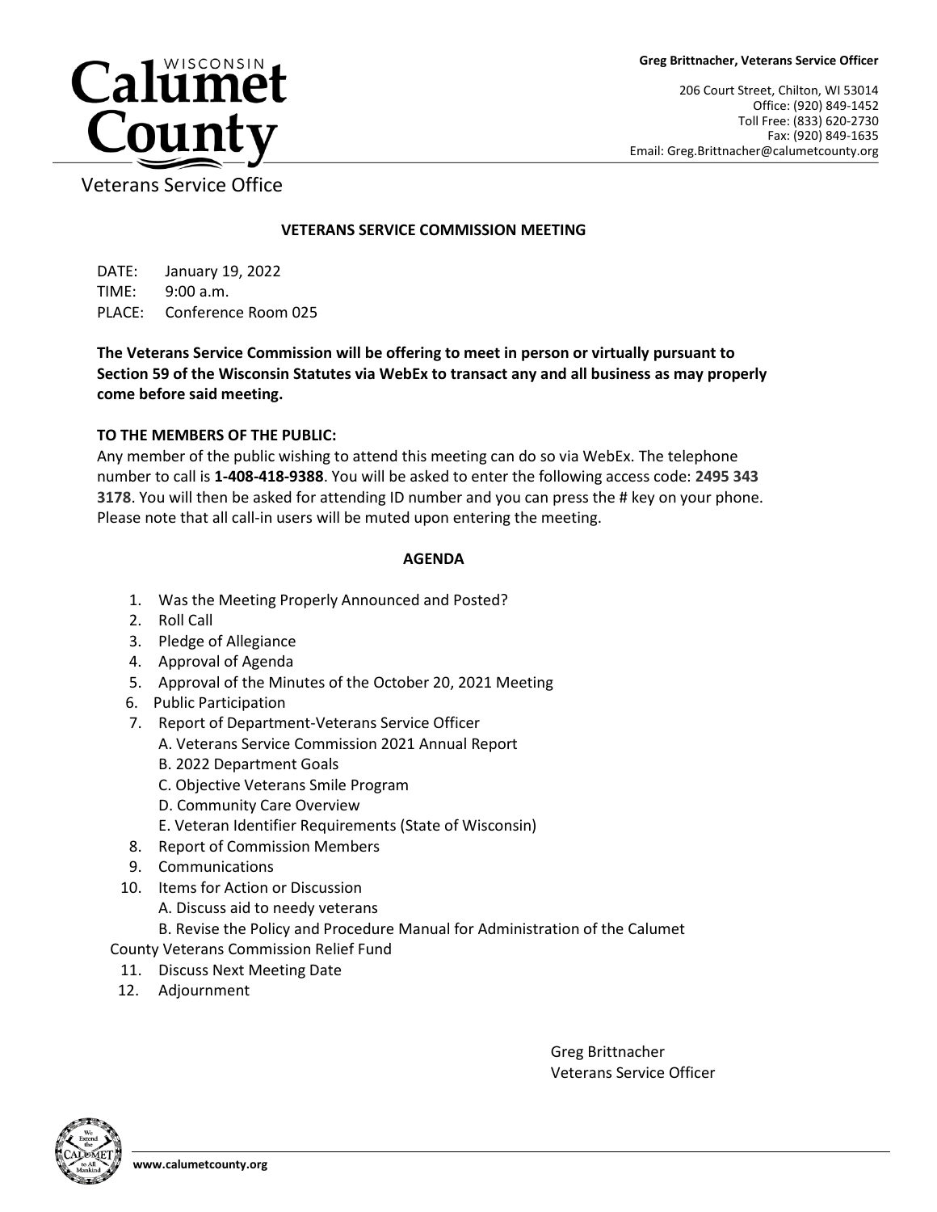**Calumet County** (Wisconsin)

Veterans Service Office

**Greg Brittnacher, Veterans Service Officer**

206 Court Street, Chilton, WI 53014
Office: (920) 849-1452
Toll Free: (833) 620-2730
Fax: (920) 849-1635
Email: Greg.Brittnacher@calumetcounty.org

## VETERANS SERVICE COMMISSION MEETING

DATE: January 19, 2022
TIME: 9:00 a.m.
PLACE: Conference Room 025

**The Veterans Service Commission will be offering to meet in person or virtually pursuant to Section 59 of the Wisconsin Statutes via WebEx to transact any and all business as may properly come before said meeting.**

**TO THE MEMBERS OF THE PUBLIC:**

Any member of the public wishing to attend this meeting can do so via WebEx. The telephone number to call is **1-408-418-9388**. You will be asked to enter the following access code: **2495 343 3178**. You will then be asked for attending ID number and you can press the # key on your phone. Please note that all call-in users will be muted upon entering the meeting.

## AGENDA

1. Was the Meeting Properly Announced and Posted?
2. Roll Call
3. Pledge of Allegiance
4. Approval of Agenda
5. Approval of the Minutes of the October 20, 2021 Meeting
6. Public Participation
7. Report of Department-Veterans Service Officer
   - A. Veterans Service Commission 2021 Annual Report
   - B. 2022 Department Goals
   - C. Objective Veterans Smile Program
   - D. Community Care Overview
   - E. Veteran Identifier Requirements (State of Wisconsin)
8. Report of Commission Members
9. Communications
10. Items for Action or Discussion
    - A. Discuss aid to needy veterans
    - B. Revise the Policy and Procedure Manual for Administration of the Calumet County Veterans Commission Relief Fund
11. Discuss Next Meeting Date
12. Adjournment

Greg Brittnacher
Veterans Service Officer

www.calumetcounty.org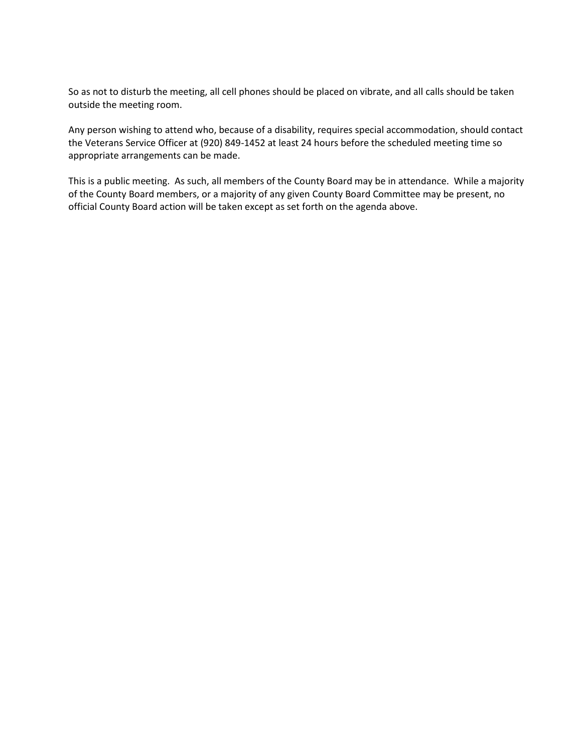So as not to disturb the meeting, all cell phones should be placed on vibrate, and all calls should be taken outside the meeting room.

Any person wishing to attend who, because of a disability, requires special accommodation, should contact the Veterans Service Officer at (920) 849-1452 at least 24 hours before the scheduled meeting time so appropriate arrangements can be made.

This is a public meeting. As such, all members of the County Board may be in attendance. While a majority of the County Board members, or a majority of any given County Board Committee may be present, no official County Board action will be taken except as set forth on the agenda above.